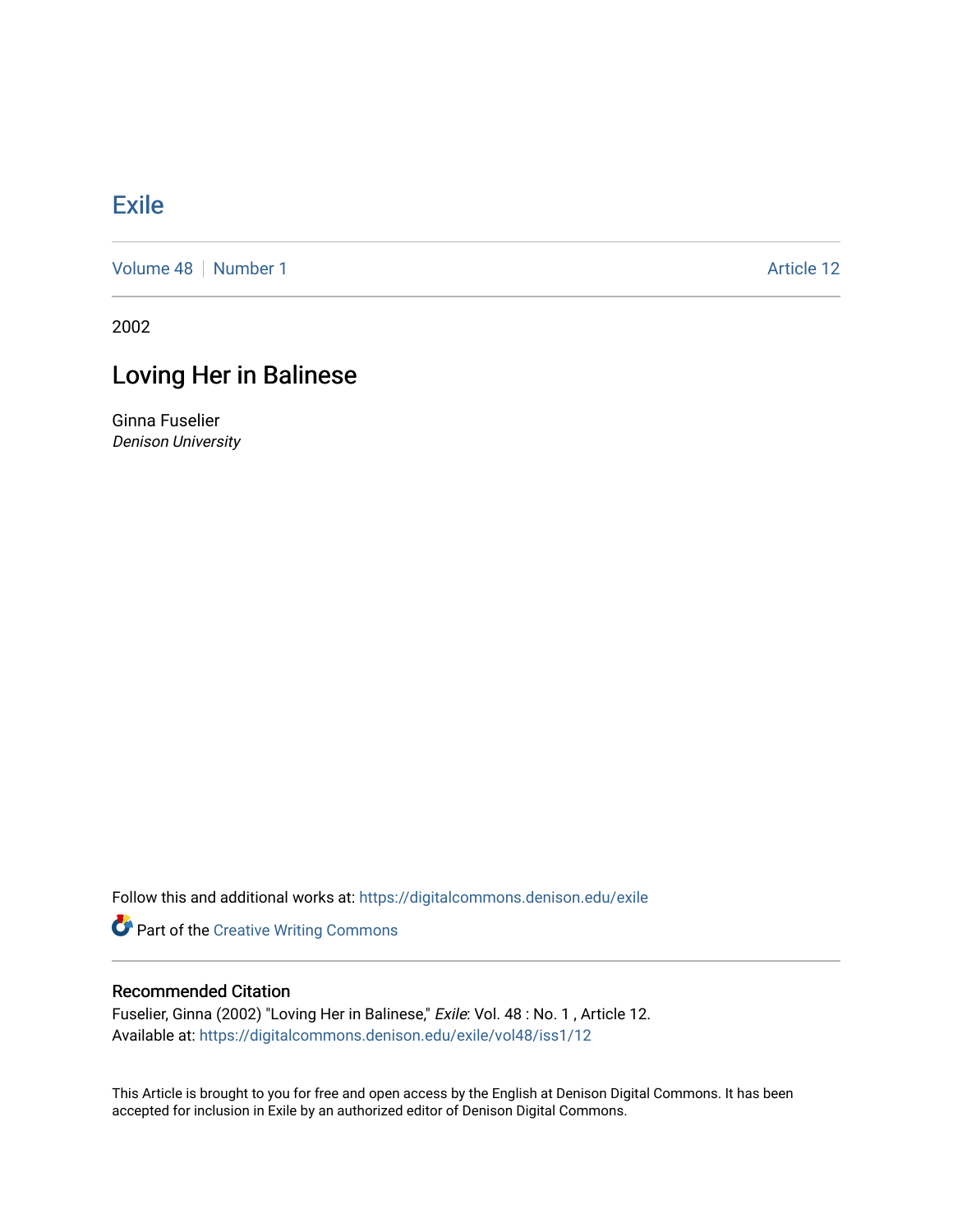# Exile

Volume 48 | Number 1 Article 12

2002

## Loving Her in Balinese

Ginna Fuselier
*Denison University*

Follow this and additional works at: https://digitalcommons.denison.edu/exile

Part of the Creative Writing Commons

### Recommended Citation

Fuselier, Ginna (2002) "Loving Her in Balinese," *Exile*: Vol. 48 : No. 1 , Article 12.
Available at: https://digitalcommons.denison.edu/exile/vol48/iss1/12

This Article is brought to you for free and open access by the English at Denison Digital Commons. It has been accepted for inclusion in Exile by an authorized editor of Denison Digital Commons.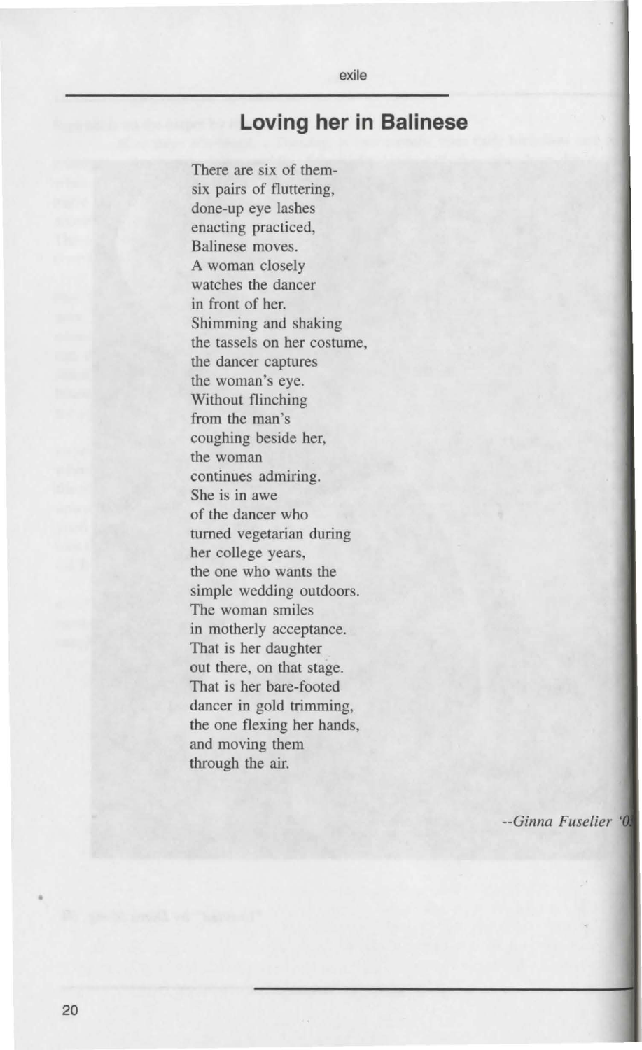## Loving her in Balinese

There are six of them-  
six pairs of fluttering,  
done-up eye lashes  
enacting practiced,  
Balinese moves.  
A woman closely  
watches the dancer  
in front of her.  
Shimming and shaking  
the tassels on her costume,  
the dancer captures  
the woman's eye.  
Without flinching  
from the man's  
coughing beside her,  
the woman  
continues admiring.  
She is in awe  
of the dancer who  
turned vegetarian during  
her college years,  
the one who wants the  
simple wedding outdoors.  
The woman smiles  
in motherly acceptance.  
That is her daughter  
out there, on that stage.  
That is her bare-footed  
dancer in gold trimming,  
the one flexing her hands,  
and moving them  
through the air.

*--Ginna Fuselier '0*